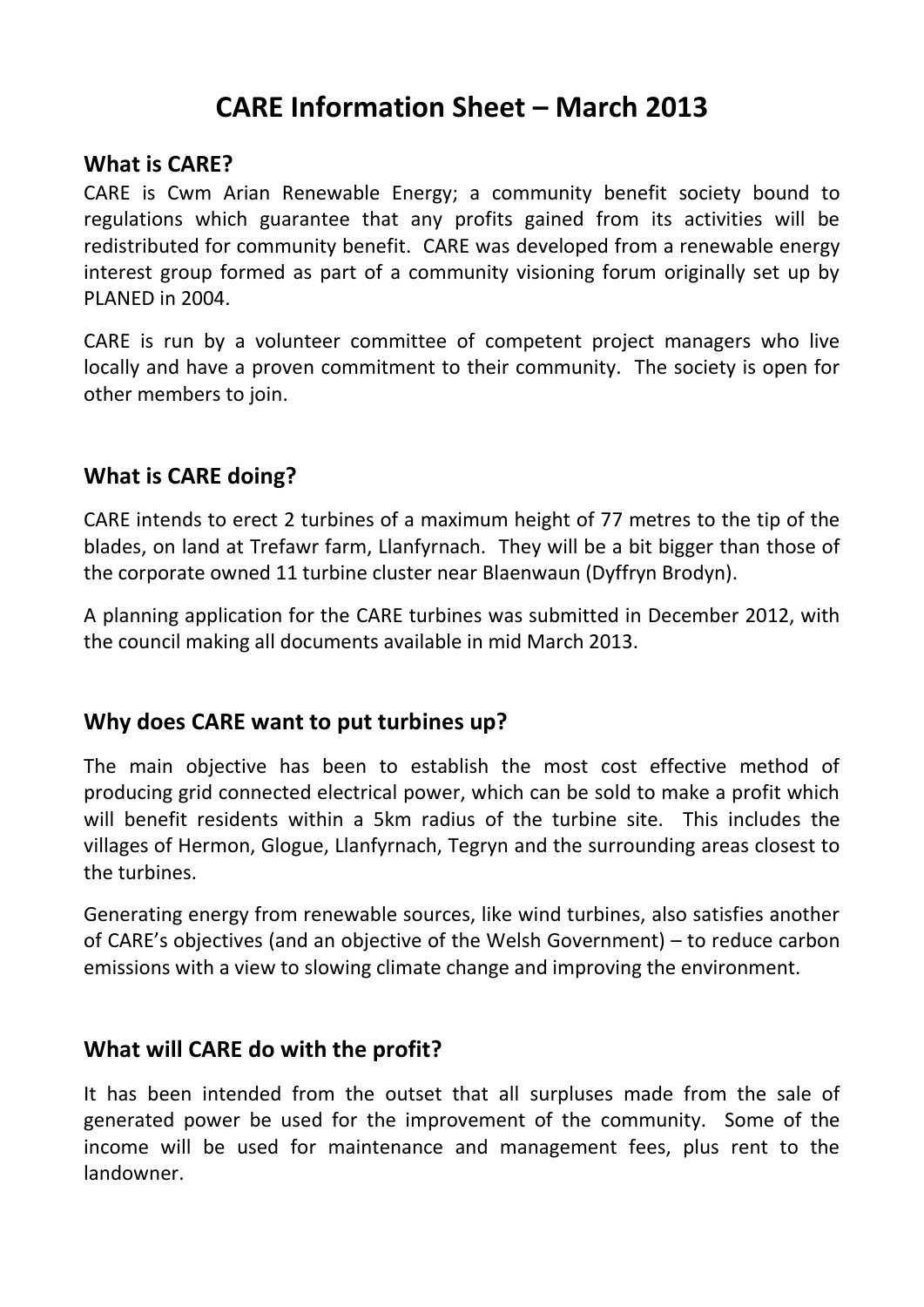# CARE Information Sheet – March 2013

## What is CARE?

CARE is Cwm Arian Renewable Energy; a community benefit society bound to regulations which guarantee that any profits gained from its activities will be redistributed for community benefit. CARE was developed from a renewable energy interest group formed as part of a community visioning forum originally set up by PLANED in 2004.

CARE is run by a volunteer committee of competent project managers who live locally and have a proven commitment to their community. The society is open for other members to join.

## What is CARE doing?

CARE intends to erect 2 turbines of a maximum height of 77 metres to the tip of the blades, on land at Trefawr farm, Llanfyrnach. They will be a bit bigger than those of the corporate owned 11 turbine cluster near Blaenwaun (Dyffryn Brodyn).

A planning application for the CARE turbines was submitted in December 2012, with the council making all documents available in mid March 2013.

## Why does CARE want to put turbines up?

The main objective has been to establish the most cost effective method of producing grid connected electrical power, which can be sold to make a profit which will benefit residents within a 5km radius of the turbine site. This includes the villages of Hermon, Glogue, Llanfyrnach, Tegryn and the surrounding areas closest to the turbines.

Generating energy from renewable sources, like wind turbines, also satisfies another of CARE's objectives (and an objective of the Welsh Government) – to reduce carbon emissions with a view to slowing climate change and improving the environment.

## What will CARE do with the profit?

It has been intended from the outset that all surpluses made from the sale of generated power be used for the improvement of the community. Some of the income will be used for maintenance and management fees, plus rent to the landowner.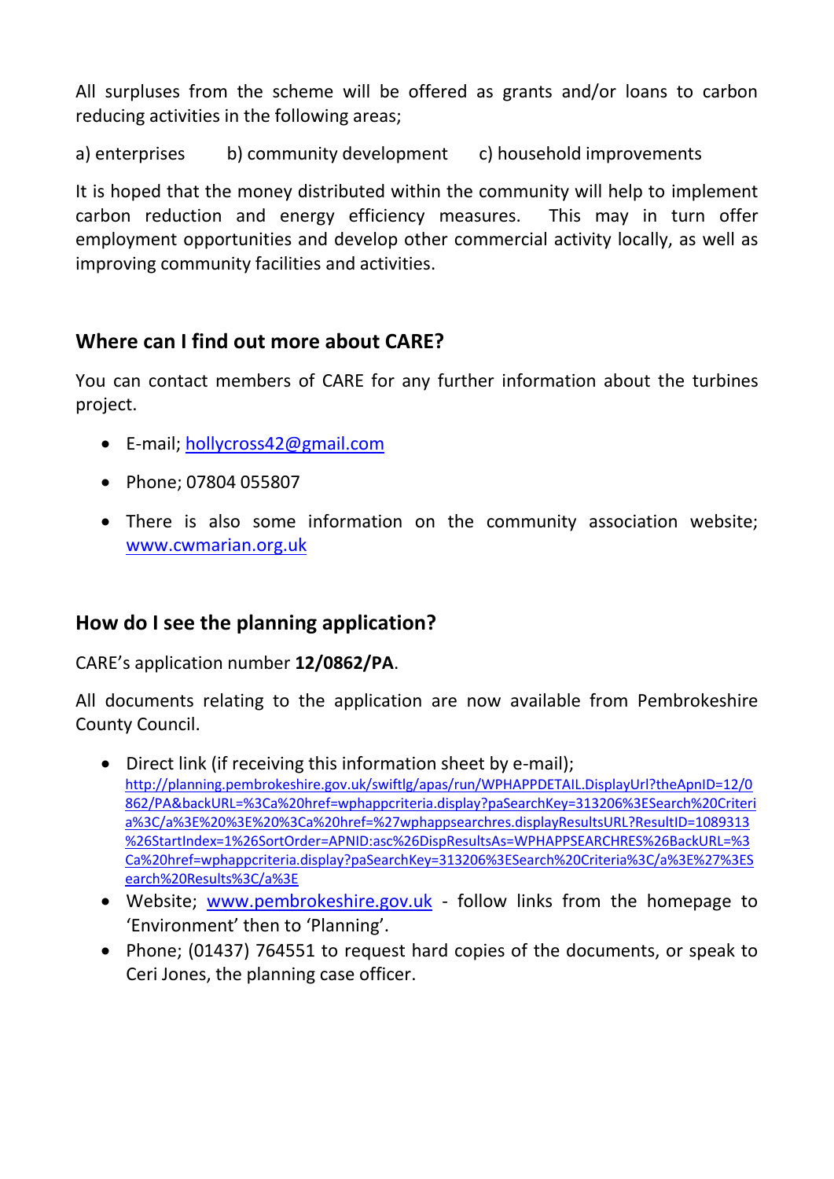All surpluses from the scheme will be offered as grants and/or loans to carbon reducing activities in the following areas;

a) enterprises b) community development c) household improvements

It is hoped that the money distributed within the community will help to implement carbon reduction and energy efficiency measures. This may in turn offer employment opportunities and develop other commercial activity locally, as well as improving community facilities and activities.

## Where can I find out more about CARE?

You can contact members of CARE for any further information about the turbines project.

- E-mail; hollycross42@gmail.com
- Phone; 07804 055807
- There is also some information on the community association website; www.cwmarian.org.uk

## How do I see the planning application?

CARE's application number **12/0862/PA**.

All documents relating to the application are now available from Pembrokeshire County Council.

- Direct link (if receiving this information sheet by e-mail); http://planning.pembrokeshire.gov.uk/swiftlg/apas/run/WPHAPPDETAIL.DisplayUrl?theApnID=12/0862/PA&backURL=%3Ca%20href=wphappcriteria.display?paSearchKey=313206%3ESearch%20Criteria%3C/a%3E%20%3E%20%3Ca%20href=%27wphappsearchres.displayResultsURL?ResultID=1089313%26StartIndex=1%26SortOrder=APNID:asc%26DispResultsAs=WPHAPPSEARCHRES%26BackURL=%3Ca%20href=wphappcriteria.display?paSearchKey=313206%3ESearch%20Criteria%3C/a%3E%27%3ESearch%20Results%3C/a%3E
- Website; www.pembrokeshire.gov.uk - follow links from the homepage to 'Environment' then to 'Planning'.
- Phone; (01437) 764551 to request hard copies of the documents, or speak to Ceri Jones, the planning case officer.